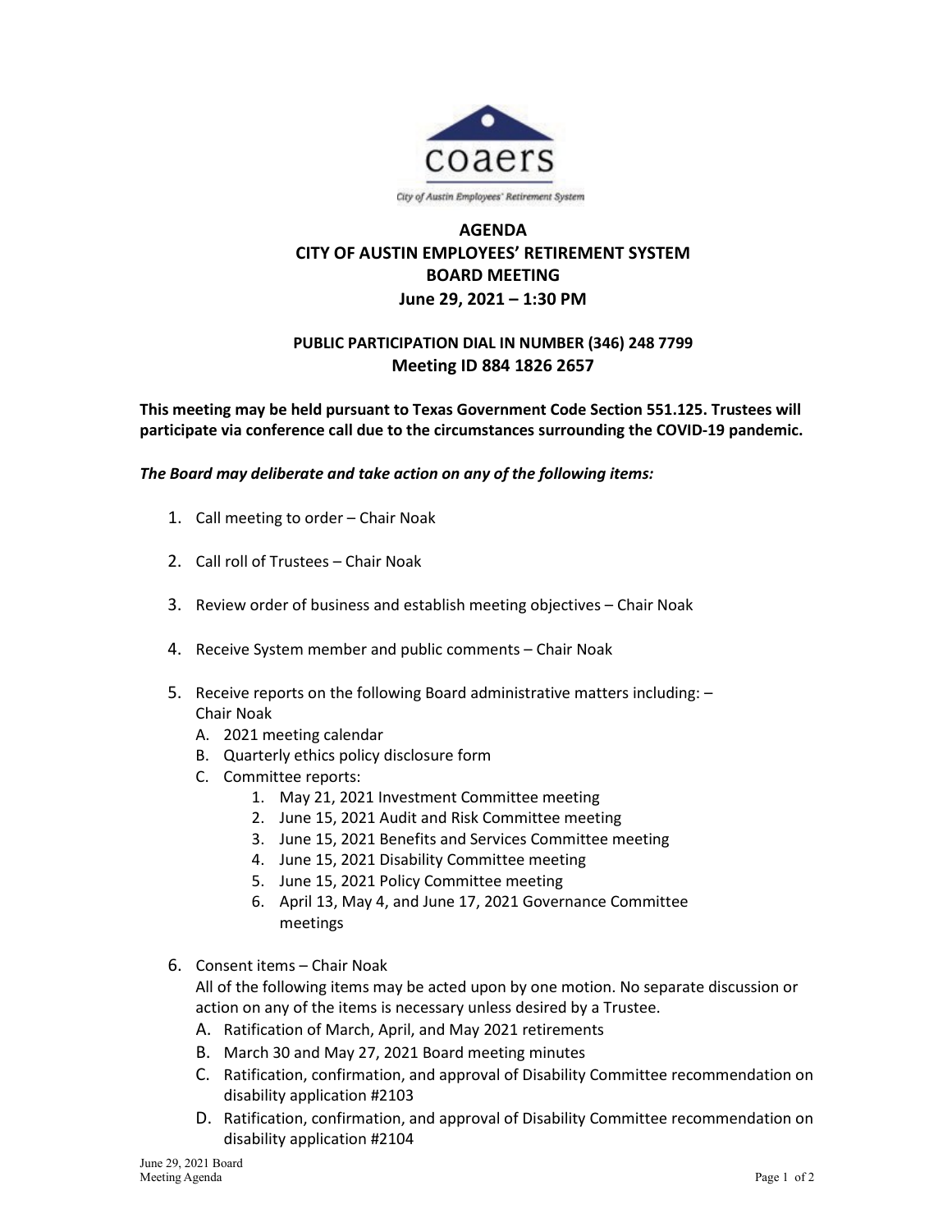coaers

City of Austin Employees' Retirement System

# AGENDA
# CITY OF AUSTIN EMPLOYEES' RETIREMENT SYSTEM
# BOARD MEETING
## June 29, 2021 – 1:30 PM

### PUBLIC PARTICIPATION DIAL IN NUMBER (346) 248 7799
### Meeting ID 884 1826 2657

**This meeting may be held pursuant to Texas Government Code Section 551.125. Trustees will participate via conference call due to the circumstances surrounding the COVID-19 pandemic.**

***The Board may deliberate and take action on any of the following items:***

1. Call meeting to order – Chair Noak

2. Call roll of Trustees – Chair Noak

3. Review order of business and establish meeting objectives – Chair Noak

4. Receive System member and public comments – Chair Noak

5. Receive reports on the following Board administrative matters including: – Chair Noak
   - A. 2021 meeting calendar
   - B. Quarterly ethics policy disclosure form
   - C. Committee reports:
     1. May 21, 2021 Investment Committee meeting
     2. June 15, 2021 Audit and Risk Committee meeting
     3. June 15, 2021 Benefits and Services Committee meeting
     4. June 15, 2021 Disability Committee meeting
     5. June 15, 2021 Policy Committee meeting
     6. April 13, May 4, and June 17, 2021 Governance Committee meetings

6. Consent items – Chair Noak
   All of the following items may be acted upon by one motion. No separate discussion or action on any of the items is necessary unless desired by a Trustee.
   - A. Ratification of March, April, and May 2021 retirements
   - B. March 30 and May 27, 2021 Board meeting minutes
   - C. Ratification, confirmation, and approval of Disability Committee recommendation on disability application #2103
   - D. Ratification, confirmation, and approval of Disability Committee recommendation on disability application #2104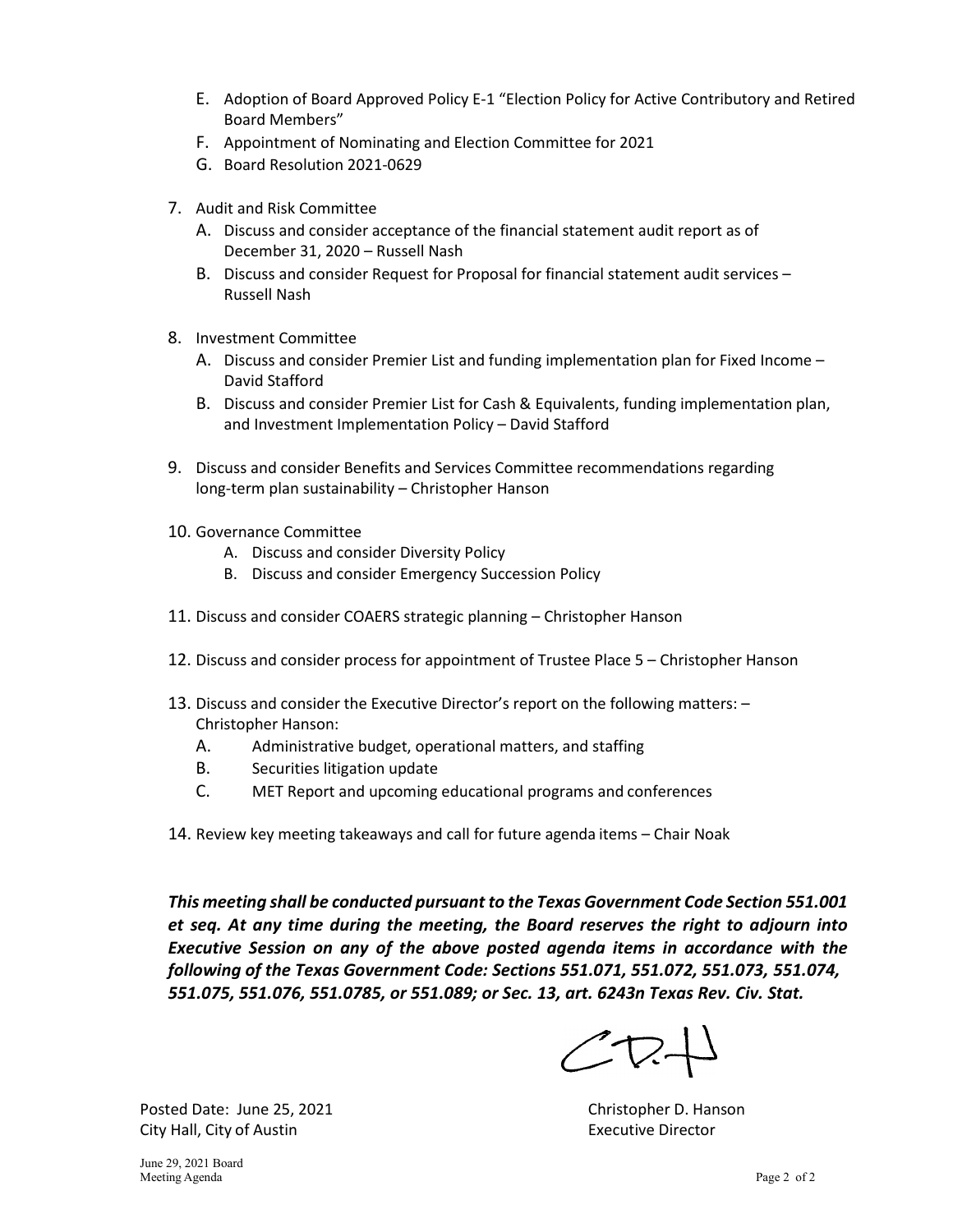E. Adoption of Board Approved Policy E-1 "Election Policy for Active Contributory and Retired Board Members"
F. Appointment of Nominating and Election Committee for 2021
G. Board Resolution 2021-0629

7. Audit and Risk Committee
   A. Discuss and consider acceptance of the financial statement audit report as of December 31, 2020 – Russell Nash
   B. Discuss and consider Request for Proposal for financial statement audit services – Russell Nash

8. Investment Committee
   A. Discuss and consider Premier List and funding implementation plan for Fixed Income – David Stafford
   B. Discuss and consider Premier List for Cash & Equivalents, funding implementation plan, and Investment Implementation Policy – David Stafford

9. Discuss and consider Benefits and Services Committee recommendations regarding long-term plan sustainability – Christopher Hanson

10. Governance Committee
    A. Discuss and consider Diversity Policy
    B. Discuss and consider Emergency Succession Policy

11. Discuss and consider COAERS strategic planning – Christopher Hanson

12. Discuss and consider process for appointment of Trustee Place 5 – Christopher Hanson

13. Discuss and consider the Executive Director's report on the following matters: – Christopher Hanson:
    A. Administrative budget, operational matters, and staffing
    B. Securities litigation update
    C. MET Report and upcoming educational programs and conferences

14. Review key meeting takeaways and call for future agenda items – Chair Noak

***This meeting shall be conducted pursuant to the Texas Government Code Section 551.001 et seq. At any time during the meeting, the Board reserves the right to adjourn into Executive Session on any of the above posted agenda items in accordance with the following of the Texas Government Code: Sections 551.071, 551.072, 551.073, 551.074, 551.075, 551.076, 551.0785, or 551.089; or Sec. 13, art. 6243n Texas Rev. Civ. Stat.***

CDH

Posted Date: June 25, 2021
City Hall, City of Austin

Christopher D. Hanson
Executive Director

June 29, 2021 Board Meeting Agenda